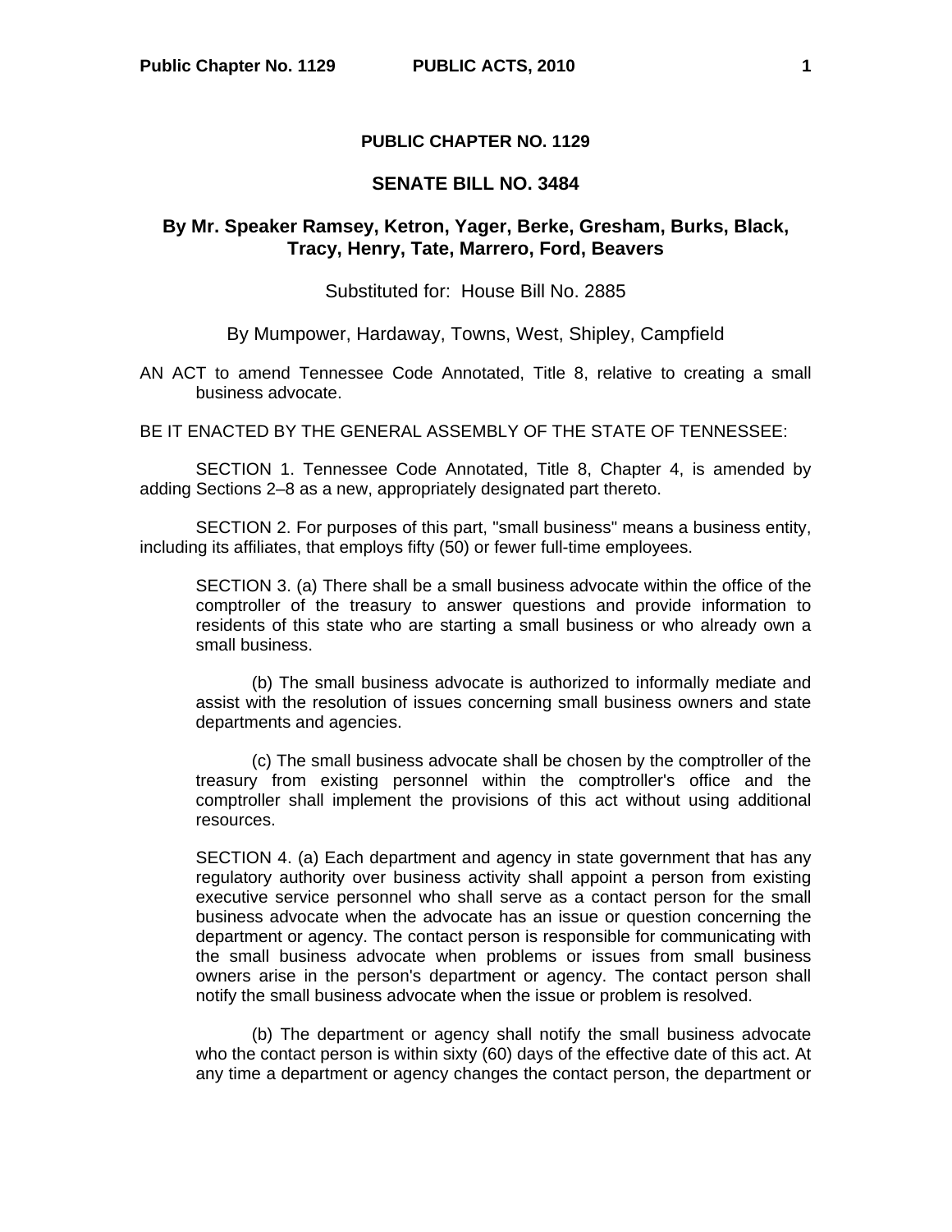## PUBLIC CHAPTER NO. 1129

## SENATE BILL NO. 3484

### By Mr. Speaker Ramsey, Ketron, Yager, Berke, Gresham, Burks, Black, Tracy, Henry, Tate, Marrero, Ford, Beavers

Substituted for: House Bill No. 2885

By Mumpower, Hardaway, Towns, West, Shipley, Campfield

AN ACT to amend Tennessee Code Annotated, Title 8, relative to creating a small business advocate.

BE IT ENACTED BY THE GENERAL ASSEMBLY OF THE STATE OF TENNESSEE:

SECTION 1. Tennessee Code Annotated, Title 8, Chapter 4, is amended by adding Sections 2–8 as a new, appropriately designated part thereto.

SECTION 2. For purposes of this part, "small business" means a business entity, including its affiliates, that employs fifty (50) or fewer full-time employees.

SECTION 3. (a) There shall be a small business advocate within the office of the comptroller of the treasury to answer questions and provide information to residents of this state who are starting a small business or who already own a small business.

(b) The small business advocate is authorized to informally mediate and assist with the resolution of issues concerning small business owners and state departments and agencies.

(c) The small business advocate shall be chosen by the comptroller of the treasury from existing personnel within the comptroller's office and the comptroller shall implement the provisions of this act without using additional resources.

SECTION 4. (a) Each department and agency in state government that has any regulatory authority over business activity shall appoint a person from existing executive service personnel who shall serve as a contact person for the small business advocate when the advocate has an issue or question concerning the department or agency. The contact person is responsible for communicating with the small business advocate when problems or issues from small business owners arise in the person's department or agency. The contact person shall notify the small business advocate when the issue or problem is resolved.

(b) The department or agency shall notify the small business advocate who the contact person is within sixty (60) days of the effective date of this act. At any time a department or agency changes the contact person, the department or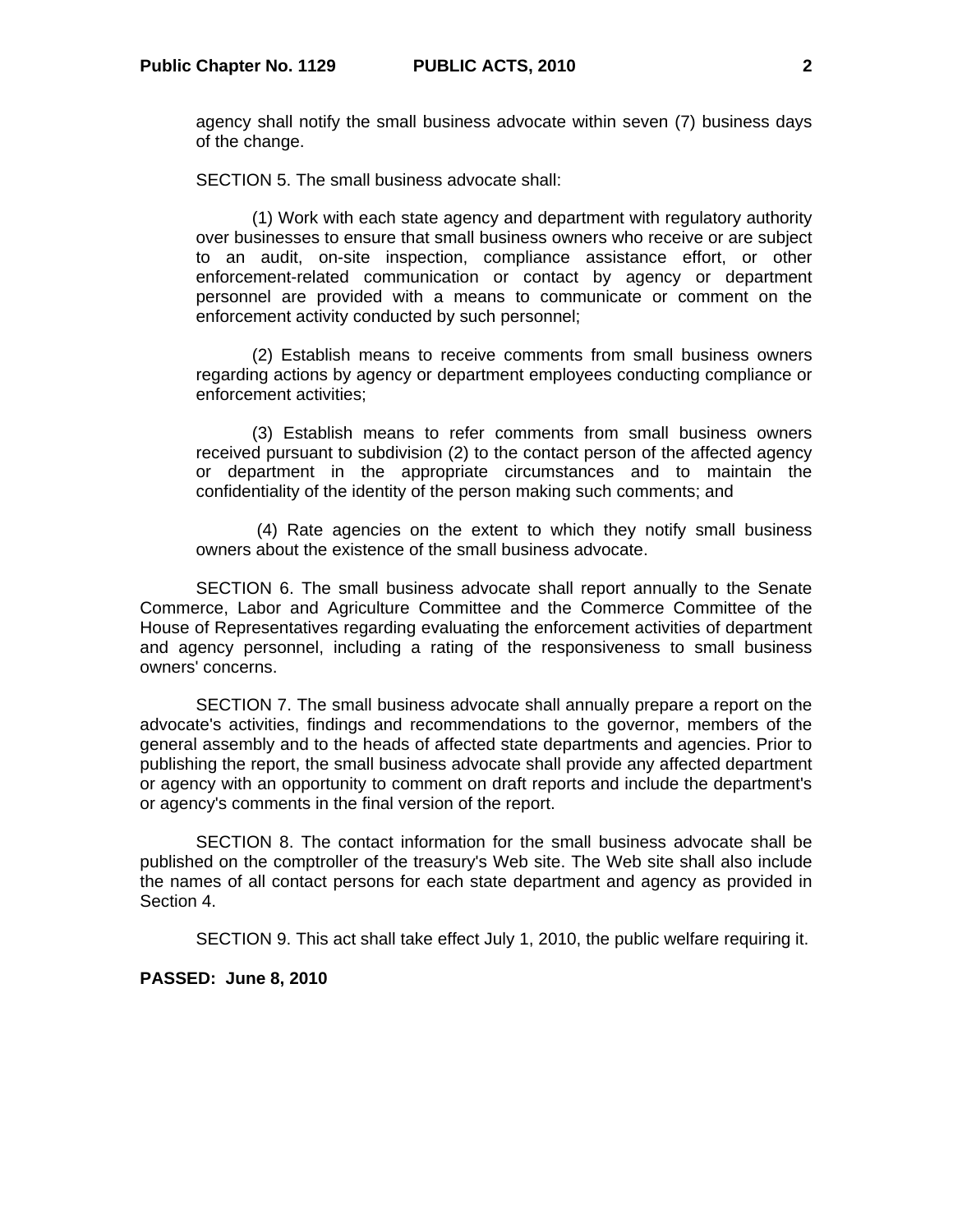agency shall notify the small business advocate within seven (7) business days of the change.

SECTION 5. The small business advocate shall:

(1) Work with each state agency and department with regulatory authority over businesses to ensure that small business owners who receive or are subject to an audit, on-site inspection, compliance assistance effort, or other enforcement-related communication or contact by agency or department personnel are provided with a means to communicate or comment on the enforcement activity conducted by such personnel;

(2) Establish means to receive comments from small business owners regarding actions by agency or department employees conducting compliance or enforcement activities;

(3) Establish means to refer comments from small business owners received pursuant to subdivision (2) to the contact person of the affected agency or department in the appropriate circumstances and to maintain the confidentiality of the identity of the person making such comments; and

(4) Rate agencies on the extent to which they notify small business owners about the existence of the small business advocate.

SECTION 6. The small business advocate shall report annually to the Senate Commerce, Labor and Agriculture Committee and the Commerce Committee of the House of Representatives regarding evaluating the enforcement activities of department and agency personnel, including a rating of the responsiveness to small business owners' concerns.

SECTION 7. The small business advocate shall annually prepare a report on the advocate's activities, findings and recommendations to the governor, members of the general assembly and to the heads of affected state departments and agencies. Prior to publishing the report, the small business advocate shall provide any affected department or agency with an opportunity to comment on draft reports and include the department's or agency's comments in the final version of the report.

SECTION 8. The contact information for the small business advocate shall be published on the comptroller of the treasury's Web site. The Web site shall also include the names of all contact persons for each state department and agency as provided in Section 4.

SECTION 9. This act shall take effect July 1, 2010, the public welfare requiring it.

**PASSED: June 8, 2010**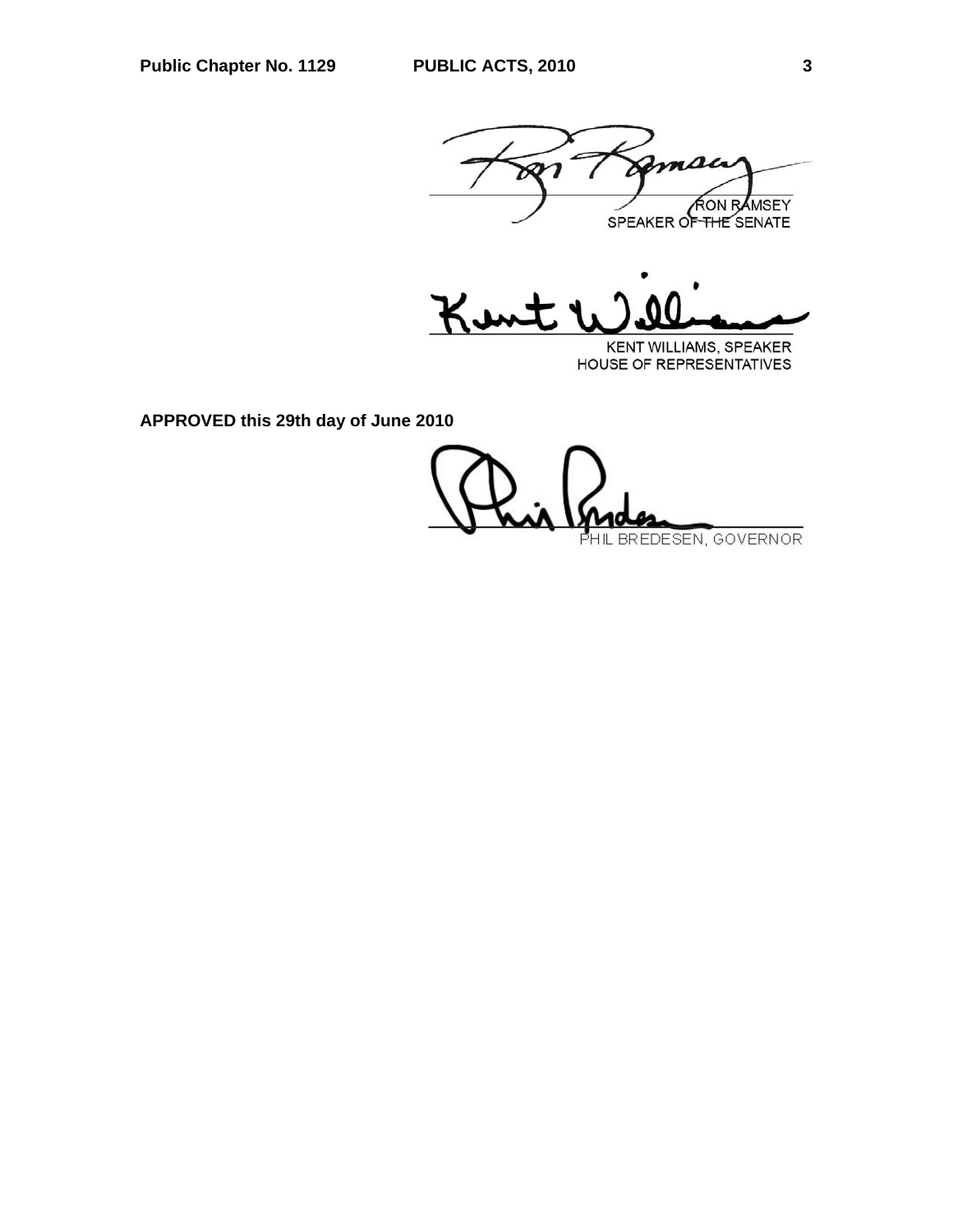RON RAMSEY
SPEAKER OF THE SENATE

KENT WILLIAMS, SPEAKER
HOUSE OF REPRESENTATIVES

**APPROVED this 29th day of June 2010**

PHIL BREDESEN, GOVERNOR